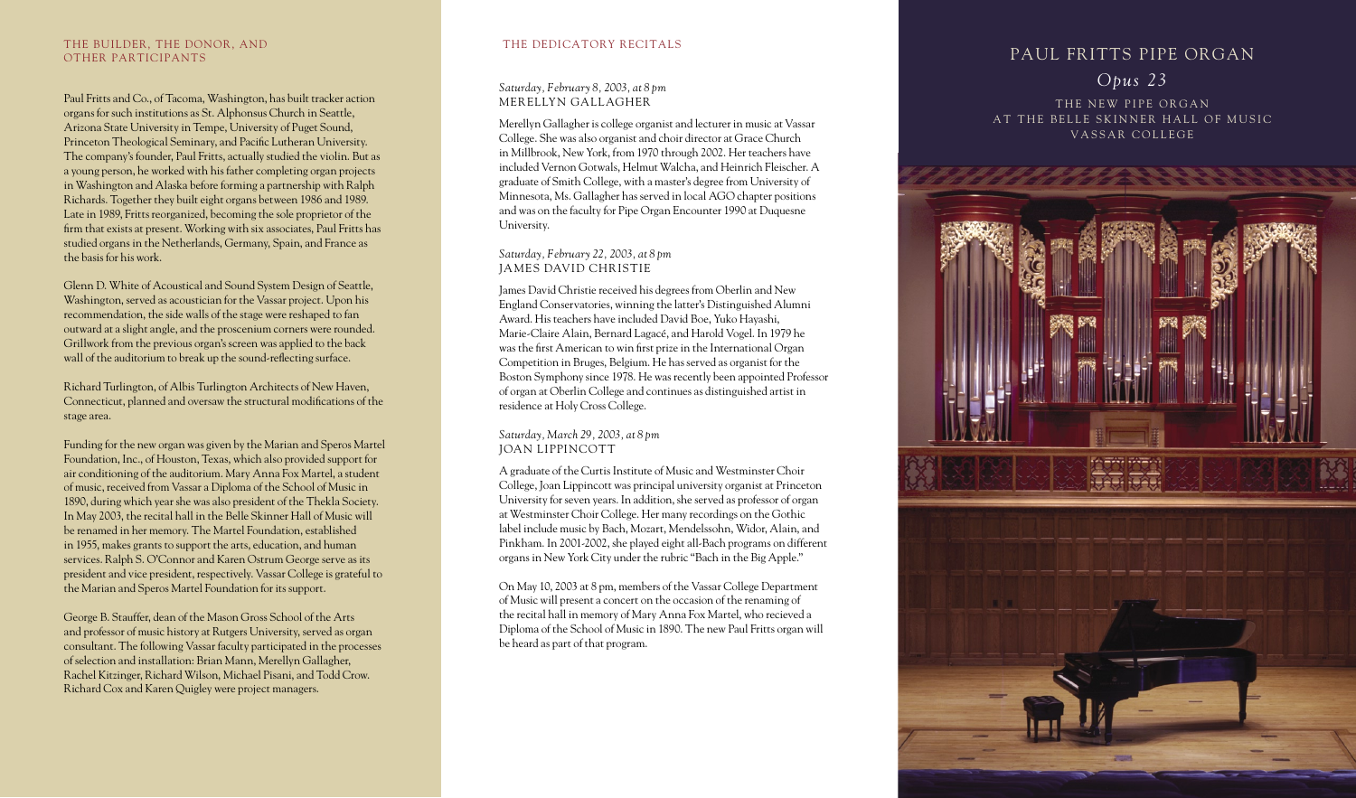## THE BUILDER, THE DONOR, AND OTHER PARTICIPANTS

Paul Fritts and Co., of Tacoma, Washington, has built tracker action organs for such institutions as St. Alphonsus Church in Seattle, Arizona State University in Tempe, University of Puget Sound, Princeton Theological Seminary, and Pacific Lutheran University. The company's founder, Paul Fritts, actually studied the violin. But as a young person, he worked with his father completing organ projects in Washington and Alaska before forming a partnership with Ralph Richards. Together they built eight organs between 1986 and 1989. Late in 1989, Fritts reorganized, becoming the sole proprietor of the firm that exists at present. Working with six associates, Paul Fritts has studied organs in the Netherlands, Germany, Spain, and France as the basis for his work.

Glenn D. White of Acoustical and Sound System Design of Seattle, Washington, served as acoustician for the Vassar project. Upon his recommendation, the side walls of the stage were reshaped to fan outward at a slight angle, and the proscenium corners were rounded. Grillwork from the previous organ's screen was applied to the back wall of the auditorium to break up the sound-reflecting surface.

Richard Turlington, of Albis Turlington Architects of New Haven, Connecticut, planned and oversaw the structural modifications of the stage area.

Funding for the new organ was given by the Marian and Speros Martel Foundation, Inc., of Houston, Texas, which also provided support for air conditioning of the auditorium. Mary Anna Fox Martel, a student of music, received from Vassar a Diploma of the School of Music in 1890, during which year she was also president of the Thekla Society. In May 2003, the recital hall in the Belle Skinner Hall of Music will be renamed in her memory. The Martel Foundation, established in 1955, makes grants to support the arts, education, and human services. Ralph S. O'Connor and Karen Ostrum George serve as its president and vice president, respectively. Vassar College is grateful to the Marian and Speros Martel Foundation for its support.

George B. Stauffer, dean of the Mason Gross School of the Arts and professor of music history at Rutgers University, served as organ consultant. The following Vassar faculty participated in the processes of selection and installation: Brian Mann, Merellyn Gallagher, Rachel Kitzinger, Richard Wilson, Michael Pisani, and Todd Crow. Richard Cox and Karen Quigley were project managers.

## THE DEDICATORY RECITALS

*Saturday, February 8, 2003, at 8 pm*
MERELLYN GALLAGHER

Merellyn Gallagher is college organist and lecturer in music at Vassar College. She was also organist and choir director at Grace Church in Millbrook, New York, from 1970 through 2002. Her teachers have included Vernon Gotwals, Helmut Walcha, and Heinrich Fleischer. A graduate of Smith College, with a master's degree from University of Minnesota, Ms. Gallagher has served in local AGO chapter positions and was on the faculty for Pipe Organ Encounter 1990 at Duquesne University.

*Saturday, February 22, 2003, at 8 pm*
JAMES DAVID CHRISTIE

James David Christie received his degrees from Oberlin and New England Conservatories, winning the latter's Distinguished Alumni Award. His teachers have included David Boe, Yuko Hayashi, Marie-Claire Alain, Bernard Lagacé, and Harold Vogel. In 1979 he was the first American to win first prize in the International Organ Competition in Bruges, Belgium. He has served as organist for the Boston Symphony since 1978. He was recently been appointed Professor of organ at Oberlin College and continues as distinguished artist in residence at Holy Cross College.

*Saturday, March 29, 2003, at 8 pm*
JOAN LIPPINCOTT

A graduate of the Curtis Institute of Music and Westminster Choir College, Joan Lippincott was principal university organist at Princeton University for seven years. In addition, she served as professor of organ at Westminster Choir College. Her many recordings on the Gothic label include music by Bach, Mozart, Mendelssohn, Widor, Alain, and Pinkham. In 2001-2002, she played eight all-Bach programs on different organs in New York City under the rubric "Bach in the Big Apple."

On May 10, 2003 at 8 pm, members of the Vassar College Department of Music will present a concert on the occasion of the renaming of the recital hall in memory of Mary Anna Fox Martel, who recieved a Diploma of the School of Music in 1890. The new Paul Fritts organ will be heard as part of that program.

# PAUL FRITTS PIPE ORGAN

## *Opus 23*

THE NEW PIPE ORGAN
AT THE BELLE SKINNER HALL OF MUSIC
VASSAR COLLEGE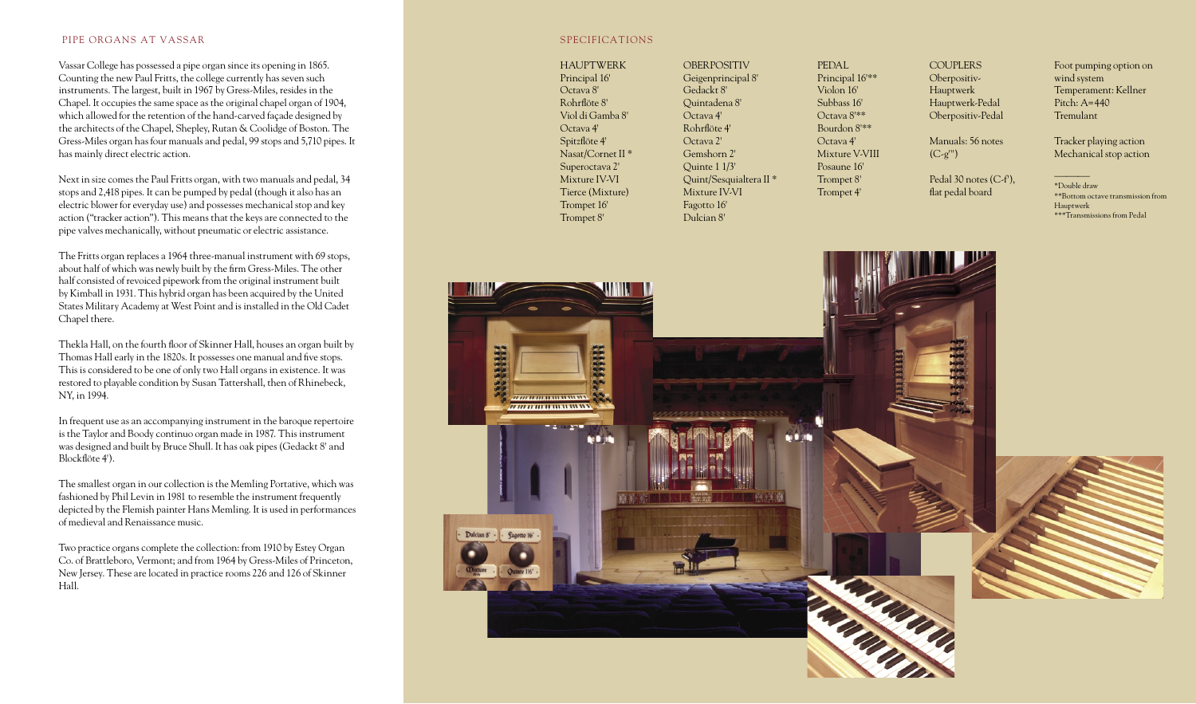## PIPE ORGANS AT VASSAR

Vassar College has possessed a pipe organ since its opening in 1865. Counting the new Paul Fritts, the college currently has seven such instruments. The largest, built in 1967 by Gress-Miles, resides in the Chapel. It occupies the same space as the original chapel organ of 1904, which allowed for the retention of the hand-carved façade designed by the architects of the Chapel, Shepley, Rutan & Coolidge of Boston. The Gress-Miles organ has four manuals and pedal, 99 stops and 5,710 pipes. It has mainly direct electric action.

Next in size comes the Paul Fritts organ, with two manuals and pedal, 34 stops and 2,418 pipes. It can be pumped by pedal (though it also has an electric blower for everyday use) and possesses mechanical stop and key action ("tracker action"). This means that the keys are connected to the pipe valves mechanically, without pneumatic or electric assistance.

The Fritts organ replaces a 1964 three-manual instrument with 69 stops, about half of which was newly built by the firm Gress-Miles. The other half consisted of revoiced pipework from the original instrument built by Kimball in 1931. This hybrid organ has been acquired by the United States Military Academy at West Point and is installed in the Old Cadet Chapel there.

Thekla Hall, on the fourth floor of Skinner Hall, houses an organ built by Thomas Hall early in the 1820s. It possesses one manual and five stops. This is considered to be one of only two Hall organs in existence. It was restored to playable condition by Susan Tattershall, then of Rhinebeck, NY, in 1994.

In frequent use as an accompanying instrument in the baroque repertoire is the Taylor and Boody continuo organ made in 1987. This instrument was designed and built by Bruce Shull. It has oak pipes (Gedackt 8' and Blockflöte 4').

The smallest organ in our collection is the Memling Portative, which was fashioned by Phil Levin in 1981 to resemble the instrument frequently depicted by the Flemish painter Hans Memling. It is used in performances of medieval and Renaissance music.

Two practice organs complete the collection: from 1910 by Estey Organ Co. of Brattleboro, Vermont; and from 1964 by Gress-Miles of Princeton, New Jersey. These are located in practice rooms 226 and 126 of Skinner Hall.

## SPECIFICATIONS

**HAUPTWERK**
Principal 16'
Octava 8'
Rohrflöte 8'
Viol di Gamba 8'
Octava 4'
Spitzflöte 4'
Nasat/Cornet II *
Superoctava 2'
Mixture IV-VI
Tierce (Mixture)
Trompet 16'
Trompet 8'

**OBERPOSITIV**
Geigenprincipal 8'
Gedackt 8'
Quintadena 8'
Octava 4'
Rohrflöte 4'
Octava 2'
Gemshorn 2'
Quinte 1 1/3'
Quint/Sesquialtera II *
Mixture IV-VI
Fagotto 16'
Dulcian 8'

**PEDAL**
Principal 16'**
Violon 16'
Subbass 16'
Octava 8'**
Bourdon 8'**
Octava 4'
Mixture V-VIII
Posaune 16'
Trompet 8'
Trompet 4'

**COUPLERS**
Oberpositiv-Hauptwerk
Hauptwerk-Pedal
Oberpositiv-Pedal

Manuals: 56 notes (C-g''')

Pedal 30 notes (C-f'), flat pedal board

Foot pumping option on wind system
Temperament: Kellner
Pitch: A=440
Tremulant

Tracker playing action
Mechanical stop action

*Double draw
**Bottom octave transmission from Hauptwerk
***Transmissions from Pedal